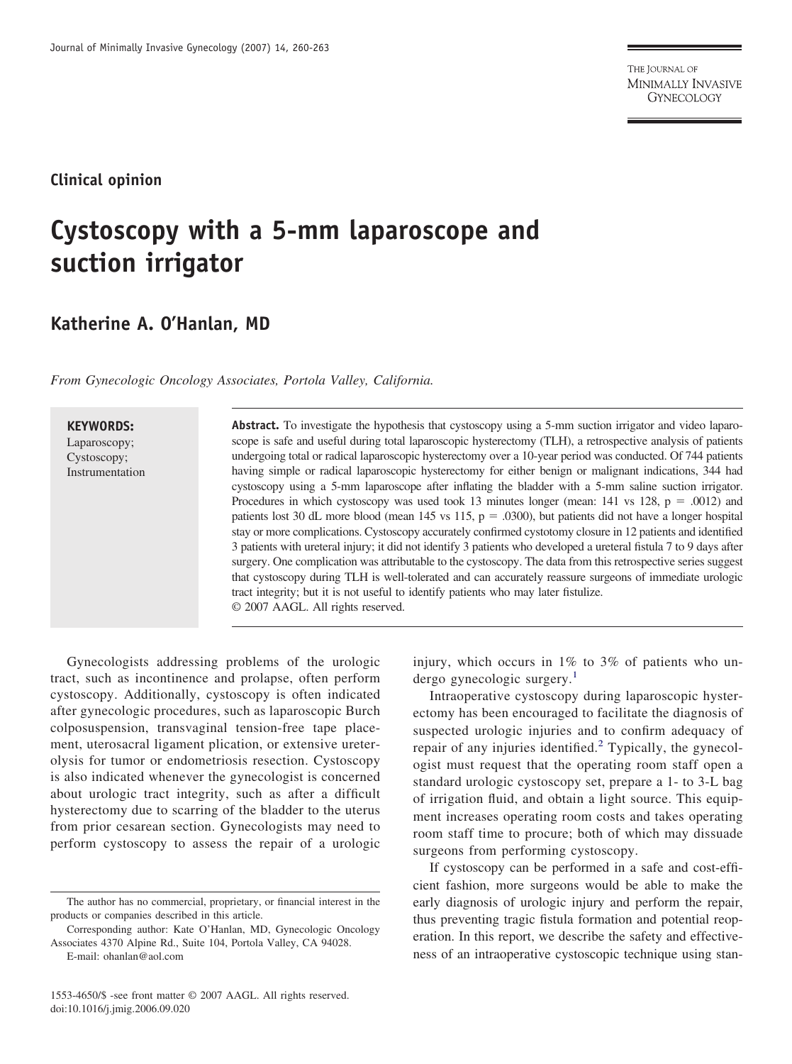Clinical opinion

# Cystoscopy with a 5-mm laparoscope and suction irrigator

**Katherine A. O'Hanlan, MD**

*From Gynecologic Oncology Associates, Portola Valley, California.*

**KEYWORDS:**
Laparoscopy;
Cystoscopy;
Instrumentation

**Abstract.** To investigate the hypothesis that cystoscopy using a 5-mm suction irrigator and video laparoscope is safe and useful during total laparoscopic hysterectomy (TLH), a retrospective analysis of patients undergoing total or radical laparoscopic hysterectomy over a 10-year period was conducted. Of 744 patients having simple or radical laparoscopic hysterectomy for either benign or malignant indications, 344 had cystoscopy using a 5-mm laparoscope after inflating the bladder with a 5-mm saline suction irrigator. Procedures in which cystoscopy was used took 13 minutes longer (mean: 141 vs 128, $p = .0012$) and patients lost 30 dL more blood (mean 145 vs 115, $p = .0300$), but patients did not have a longer hospital stay or more complications. Cystoscopy accurately confirmed cystotomy closure in 12 patients and identified 3 patients with ureteral injury; it did not identify 3 patients who developed a ureteral fistula 7 to 9 days after surgery. One complication was attributable to the cystoscopy. The data from this retrospective series suggest that cystoscopy during TLH is well-tolerated and can accurately reassure surgeons of immediate urologic tract integrity; but it is not useful to identify patients who may later fistulize.
© 2007 AAGL. All rights reserved.

Gynecologists addressing problems of the urologic tract, such as incontinence and prolapse, often perform cystoscopy. Additionally, cystoscopy is often indicated after gynecologic procedures, such as laparoscopic Burch colposuspension, transvaginal tension-free tape placement, uterosacral ligament plication, or extensive ureterolysis for tumor or endometriosis resection. Cystoscopy is also indicated whenever the gynecologist is concerned about urologic tract integrity, such as after a difficult hysterectomy due to scarring of the bladder to the uterus from prior cesarean section. Gynecologists may need to perform cystoscopy to assess the repair of a urologic injury, which occurs in 1% to 3% of patients who undergo gynecologic surgery.[1]

Intraoperative cystoscopy during laparoscopic hysterectomy has been encouraged to facilitate the diagnosis of suspected urologic injuries and to confirm adequacy of repair of any injuries identified.[2] Typically, the gynecologist must request that the operating room staff open a standard urologic cystoscopy set, prepare a 1- to 3-L bag of irrigation fluid, and obtain a light source. This equipment increases operating room costs and takes operating room staff time to procure; both of which may dissuade surgeons from performing cystoscopy.

If cystoscopy can be performed in a safe and cost-efficient fashion, more surgeons would be able to make the early diagnosis of urologic injury and perform the repair, thus preventing tragic fistula formation and potential reoperation. In this report, we describe the safety and effectiveness of an intraoperative cystoscopic technique using stan-

The author has no commercial, proprietary, or financial interest in the products or companies described in this article.

Corresponding author: Kate O'Hanlan, MD, Gynecologic Oncology Associates 4370 Alpine Rd., Suite 104, Portola Valley, CA 94028.

E-mail: ohanlan@aol.com

1553-4650/$ -see front matter © 2007 AAGL. All rights reserved.
doi:10.1016/j.jmig.2006.09.020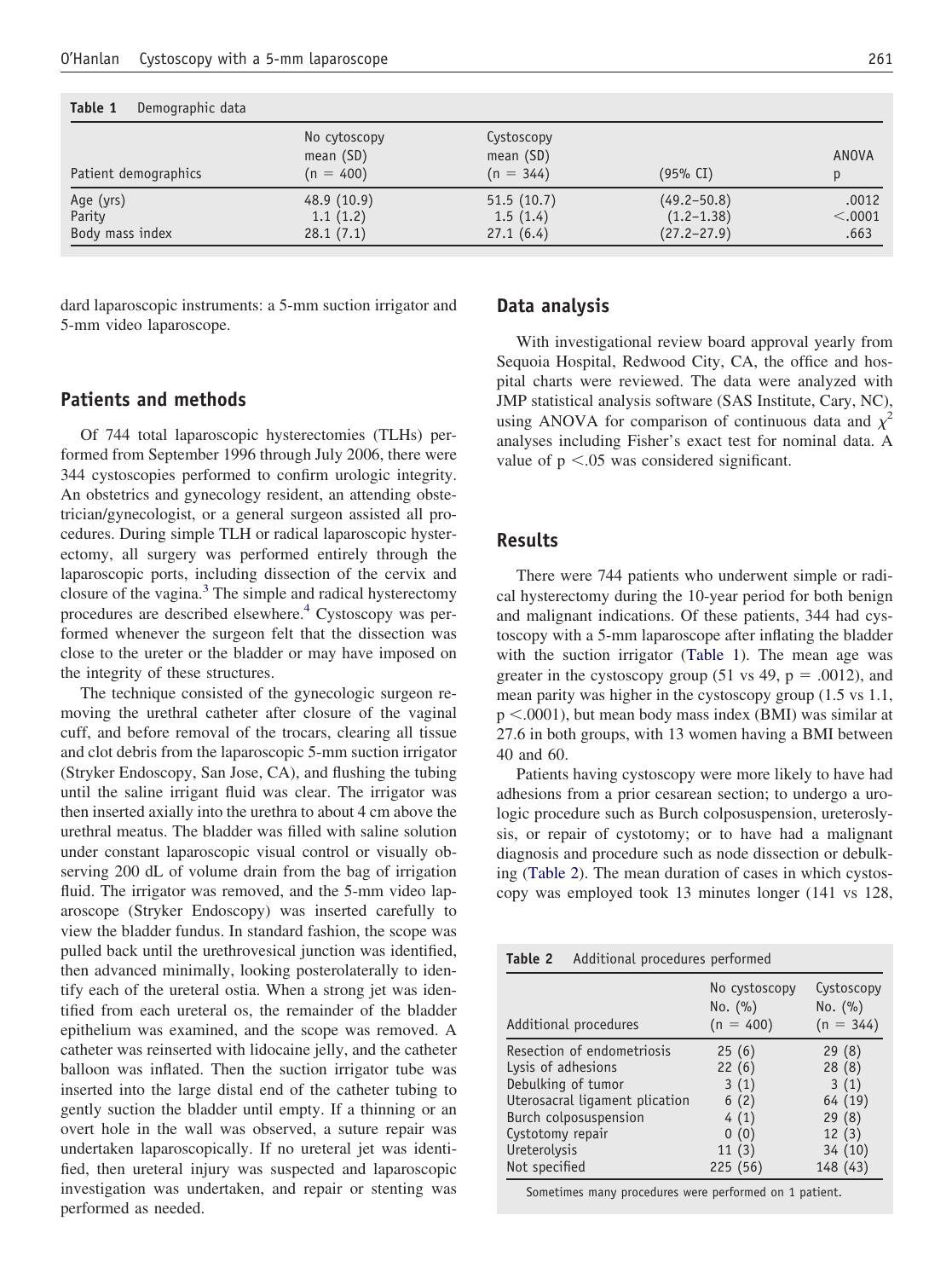**Table 1** Demographic data

| Patient demographics | No cytoscopy mean (SD) (n = 400) | Cystoscopy mean (SD) (n = 344) | (95% CI) | ANOVA p |
|---|---|---|---|---|
| Age (yrs) | 48.9 (10.9) | 51.5 (10.7) | (49.2–50.8) | .0012 |
| Parity | 1.1 (1.2) | 1.5 (1.4) | (1.2–1.38) | <.0001 |
| Body mass index | 28.1 (7.1) | 27.1 (6.4) | (27.2–27.9) | .663 |

dard laparoscopic instruments: a 5-mm suction irrigator and 5-mm video laparoscope.

## Patients and methods

Of 744 total laparoscopic hysterectomies (TLHs) performed from September 1996 through July 2006, there were 344 cystoscopies performed to confirm urologic integrity. An obstetrics and gynecology resident, an attending obstetrician/gynecologist, or a general surgeon assisted all procedures. During simple TLH or radical laparoscopic hysterectomy, all surgery was performed entirely through the laparoscopic ports, including dissection of the cervix and closure of the vagina.[3] The simple and radical hysterectomy procedures are described elsewhere.[4] Cystoscopy was performed whenever the surgeon felt that the dissection was close to the ureter or the bladder or may have imposed on the integrity of these structures.

The technique consisted of the gynecologic surgeon removing the urethral catheter after closure of the vaginal cuff, and before removal of the trocars, clearing all tissue and clot debris from the laparoscopic 5-mm suction irrigator (Stryker Endoscopy, San Jose, CA), and flushing the tubing until the saline irrigant fluid was clear. The irrigator was then inserted axially into the urethra to about 4 cm above the urethral meatus. The bladder was filled with saline solution under constant laparoscopic visual control or visually observing 200 dL of volume drain from the bag of irrigation fluid. The irrigator was removed, and the 5-mm video laparoscope (Stryker Endoscopy) was inserted carefully to view the bladder fundus. In standard fashion, the scope was pulled back until the urethrovesical junction was identified, then advanced minimally, looking posterolaterally to identify each of the ureteral ostia. When a strong jet was identified from each ureteral os, the remainder of the bladder epithelium was examined, and the scope was removed. A catheter was reinserted with lidocaine jelly, and the catheter balloon was inflated. Then the suction irrigator tube was inserted into the large distal end of the catheter tubing to gently suction the bladder until empty. If a thinning or an overt hole in the wall was observed, a suture repair was undertaken laparoscopically. If no ureteral jet was identified, then ureteral injury was suspected and laparoscopic investigation was undertaken, and repair or stenting was performed as needed.

## Data analysis

With investigational review board approval yearly from Sequoia Hospital, Redwood City, CA, the office and hospital charts were reviewed. The data were analyzed with JMP statistical analysis software (SAS Institute, Cary, NC), using ANOVA for comparison of continuous data and $\chi^2$ analyses including Fisher's exact test for nominal data. A value of $p < .05$ was considered significant.

## Results

There were 744 patients who underwent simple or radical hysterectomy during the 10-year period for both benign and malignant indications. Of these patients, 344 had cystoscopy with a 5-mm laparoscope after inflating the bladder with the suction irrigator (Table 1). The mean age was greater in the cystoscopy group (51 vs 49, $p = .0012$), and mean parity was higher in the cystoscopy group (1.5 vs 1.1, $p < .0001$), but mean body mass index (BMI) was similar at 27.6 in both groups, with 13 women having a BMI between 40 and 60.

Patients having cystoscopy were more likely to have had adhesions from a prior cesarean section; to undergo a urologic procedure such as Burch colposuspension, ureterolysis, or repair of cystotomy; or to have had a malignant diagnosis and procedure such as node dissection or debulking (Table 2). The mean duration of cases in which cystoscopy was employed took 13 minutes longer (141 vs 128,

**Table 2** Additional procedures performed

| Additional procedures | No cystoscopy No. (%) (n = 400) | Cystoscopy No. (%) (n = 344) |
|---|---|---|
| Resection of endometriosis | 25 (6) | 29 (8) |
| Lysis of adhesions | 22 (6) | 28 (8) |
| Debulking of tumor | 3 (1) | 3 (1) |
| Uterosacral ligament plication | 6 (2) | 64 (19) |
| Burch colposuspension | 4 (1) | 29 (8) |
| Cystotomy repair | 0 (0) | 12 (3) |
| Ureterolysis | 11 (3) | 34 (10) |
| Not specified | 225 (56) | 148 (43) |

Sometimes many procedures were performed on 1 patient.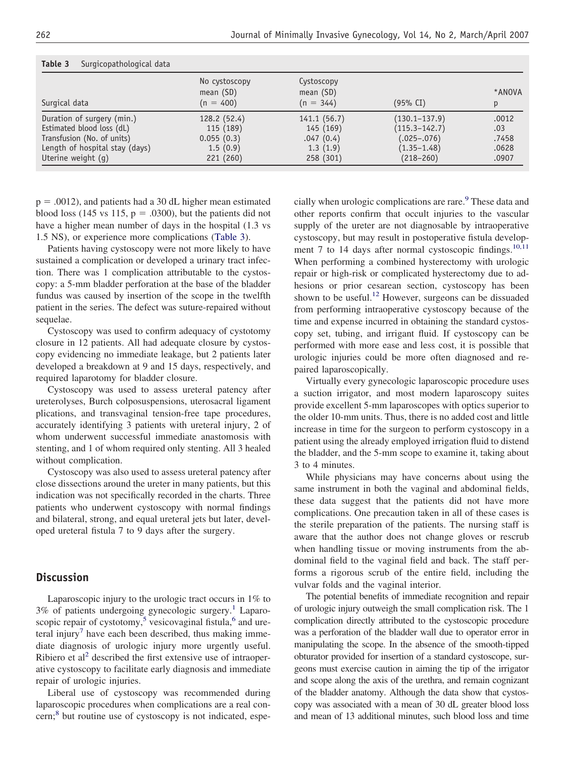**Table 3** Surgicopathological data

| Surgical data | No cystoscopy mean (SD) (n = 400) | Cystoscopy mean (SD) (n = 344) | (95% CI) | *ANOVA p |
|---|---|---|---|---|
| Duration of surgery (min.) | 128.2 (52.4) | 141.1 (56.7) | (130.1–137.9) | .0012 |
| Estimated blood loss (dL) | 115 (189) | 145 (169) | (115.3–142.7) | .03 |
| Transfusion (No. of units) | 0.055 (0.3) | .047 (0.4) | (.025–.076) | .7458 |
| Length of hospital stay (days) | 1.5 (0.9) | 1.3 (1.9) | (1.35–1.48) | .0628 |
| Uterine weight (g) | 221 (260) | 258 (301) | (218–260) | .0907 |

p = .0012), and patients had a 30 dL higher mean estimated blood loss (145 vs 115, p = .0300), but the patients did not have a higher mean number of days in the hospital (1.3 vs 1.5 NS), or experience more complications (Table 3).

Patients having cystoscopy were not more likely to have sustained a complication or developed a urinary tract infection. There was 1 complication attributable to the cystoscopy: a 5-mm bladder perforation at the base of the bladder fundus was caused by insertion of the scope in the twelfth patient in the series. The defect was suture-repaired without sequelae.

Cystoscopy was used to confirm adequacy of cystotomy closure in 12 patients. All had adequate closure by cystoscopy evidencing no immediate leakage, but 2 patients later developed a breakdown at 9 and 15 days, respectively, and required laparotomy for bladder closure.

Cystoscopy was used to assess ureteral patency after ureterolyses, Burch colposuspensions, uterosacral ligament plications, and transvaginal tension-free tape procedures, accurately identifying 3 patients with ureteral injury, 2 of whom underwent successful immediate anastomosis with stenting, and 1 of whom required only stenting. All 3 healed without complication.

Cystoscopy was also used to assess ureteral patency after close dissections around the ureter in many patients, but this indication was not specifically recorded in the charts. Three patients who underwent cystoscopy with normal findings and bilateral, strong, and equal ureteral jets but later, developed ureteral fistula 7 to 9 days after the surgery.

## Discussion

Laparoscopic injury to the urologic tract occurs in 1% to 3% of patients undergoing gynecologic surgery.[1] Laparoscopic repair of cystotomy,[5] vesicovaginal fistula,[6] and ureteral injury[7] have each been described, thus making immediate diagnosis of urologic injury more urgently useful. Ribiero et al[2] described the first extensive use of intraoperative cystoscopy to facilitate early diagnosis and immediate repair of urologic injuries.

Liberal use of cystoscopy was recommended during laparoscopic procedures when complications are a real concern;[8] but routine use of cystoscopy is not indicated, especially when urologic complications are rare.[9] These data and other reports confirm that occult injuries to the vascular supply of the ureter are not diagnosable by intraoperative cystoscopy, but may result in postoperative fistula development 7 to 14 days after normal cystoscopic findings.[10,11] When performing a combined hysterectomy with urologic repair or high-risk or complicated hysterectomy due to adhesions or prior cesarean section, cystoscopy has been shown to be useful.[12] However, surgeons can be dissuaded from performing intraoperative cystoscopy because of the time and expense incurred in obtaining the standard cystoscopy set, tubing, and irrigant fluid. If cystoscopy can be performed with more ease and less cost, it is possible that urologic injuries could be more often diagnosed and repaired laparoscopically.

Virtually every gynecologic laparoscopic procedure uses a suction irrigator, and most modern laparoscopy suites provide excellent 5-mm laparoscopes with optics superior to the older 10-mm units. Thus, there is no added cost and little increase in time for the surgeon to perform cystoscopy in a patient using the already employed irrigation fluid to distend the bladder, and the 5-mm scope to examine it, taking about 3 to 4 minutes.

While physicians may have concerns about using the same instrument in both the vaginal and abdominal fields, these data suggest that the patients did not have more complications. One precaution taken in all of these cases is the sterile preparation of the patients. The nursing staff is aware that the author does not change gloves or rescrub when handling tissue or moving instruments from the abdominal field to the vaginal field and back. The staff performs a rigorous scrub of the entire field, including the vulvar folds and the vaginal interior.

The potential benefits of immediate recognition and repair of urologic injury outweigh the small complication risk. The 1 complication directly attributed to the cystoscopic procedure was a perforation of the bladder wall due to operator error in manipulating the scope. In the absence of the smooth-tipped obturator provided for insertion of a standard cystoscope, surgeons must exercise caution in aiming the tip of the irrigator and scope along the axis of the urethra, and remain cognizant of the bladder anatomy. Although the data show that cystoscopy was associated with a mean of 30 dL greater blood loss and mean of 13 additional minutes, such blood loss and time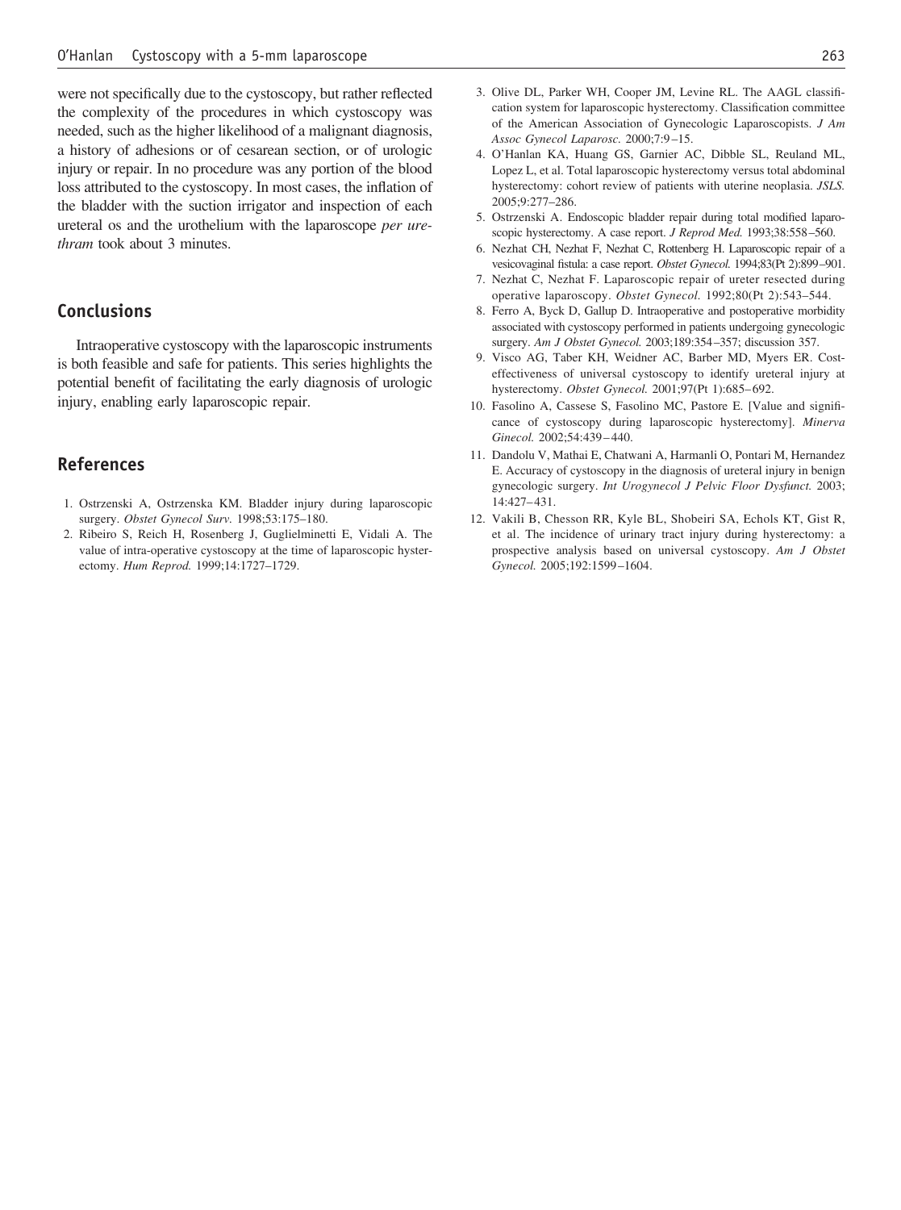were not specifically due to the cystoscopy, but rather reflected the complexity of the procedures in which cystoscopy was needed, such as the higher likelihood of a malignant diagnosis, a history of adhesions or of cesarean section, or of urologic injury or repair. In no procedure was any portion of the blood loss attributed to the cystoscopy. In most cases, the inflation of the bladder with the suction irrigator and inspection of each ureteral os and the urothelium with the laparoscope *per urethram* took about 3 minutes.

## Conclusions

Intraoperative cystoscopy with the laparoscopic instruments is both feasible and safe for patients. This series highlights the potential benefit of facilitating the early diagnosis of urologic injury, enabling early laparoscopic repair.

## References

1. Ostrzenski A, Ostrzenska KM. Bladder injury during laparoscopic surgery. *Obstet Gynecol Surv.* 1998;53:175–180.
2. Ribeiro S, Reich H, Rosenberg J, Guglielminetti E, Vidali A. The value of intra-operative cystoscopy at the time of laparoscopic hysterectomy. *Hum Reprod.* 1999;14:1727–1729.
3. Olive DL, Parker WH, Cooper JM, Levine RL. The AAGL classification system for laparoscopic hysterectomy. Classification committee of the American Association of Gynecologic Laparoscopists. *J Am Assoc Gynecol Laparosc.* 2000;7:9–15.
4. O'Hanlan KA, Huang GS, Garnier AC, Dibble SL, Reuland ML, Lopez L, et al. Total laparoscopic hysterectomy versus total abdominal hysterectomy: cohort review of patients with uterine neoplasia. *JSLS.* 2005;9:277–286.
5. Ostrzenski A. Endoscopic bladder repair during total modified laparoscopic hysterectomy. A case report. *J Reprod Med.* 1993;38:558–560.
6. Nezhat CH, Nezhat F, Nezhat C, Rottenberg H. Laparoscopic repair of a vesicovaginal fistula: a case report. *Obstet Gynecol.* 1994;83(Pt 2):899–901.
7. Nezhat C, Nezhat F. Laparoscopic repair of ureter resected during operative laparoscopy. *Obstet Gynecol.* 1992;80(Pt 2):543–544.
8. Ferro A, Byck D, Gallup D. Intraoperative and postoperative morbidity associated with cystoscopy performed in patients undergoing gynecologic surgery. *Am J Obstet Gynecol.* 2003;189:354–357; discussion 357.
9. Visco AG, Taber KH, Weidner AC, Barber MD, Myers ER. Cost-effectiveness of universal cystoscopy to identify ureteral injury at hysterectomy. *Obstet Gynecol.* 2001;97(Pt 1):685–692.
10. Fasolino A, Cassese S, Fasolino MC, Pastore E. [Value and significance of cystoscopy during laparoscopic hysterectomy]. *Minerva Ginecol.* 2002;54:439–440.
11. Dandolu V, Mathai E, Chatwani A, Harmanli O, Pontari M, Hernandez E. Accuracy of cystoscopy in the diagnosis of ureteral injury in benign gynecologic surgery. *Int Urogynecol J Pelvic Floor Dysfunct.* 2003;14:427–431.
12. Vakili B, Chesson RR, Kyle BL, Shobeiri SA, Echols KT, Gist R, et al. The incidence of urinary tract injury during hysterectomy: a prospective analysis based on universal cystoscopy. *Am J Obstet Gynecol.* 2005;192:1599–1604.